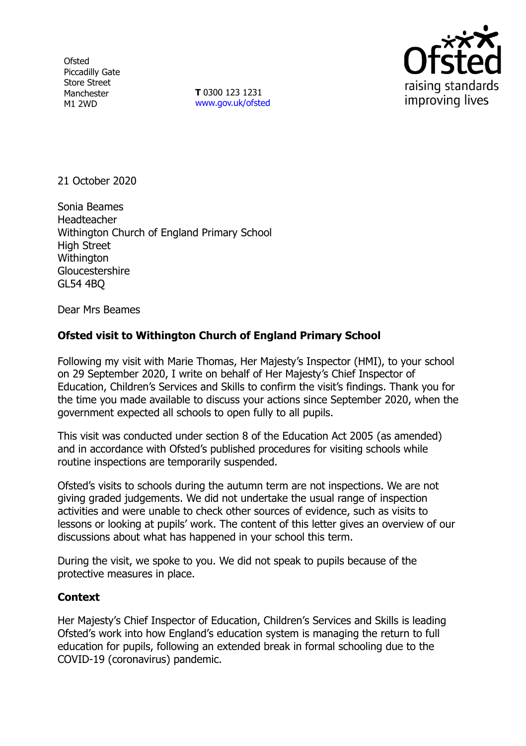Ofsted
Piccadilly Gate
Store Street
Manchester
M1 2WD

**T** 0300 123 1231
www.gov.uk/ofsted

21 October 2020

Sonia Beames
Headteacher
Withington Church of England Primary School
High Street
Withington
Gloucestershire
GL54 4BQ

Dear Mrs Beames

**Ofsted visit to Withington Church of England Primary School**

Following my visit with Marie Thomas, Her Majesty's Inspector (HMI), to your school on 29 September 2020, I write on behalf of Her Majesty's Chief Inspector of Education, Children's Services and Skills to confirm the visit's findings. Thank you for the time you made available to discuss your actions since September 2020, when the government expected all schools to open fully to all pupils.

This visit was conducted under section 8 of the Education Act 2005 (as amended) and in accordance with Ofsted's published procedures for visiting schools while routine inspections are temporarily suspended.

Ofsted's visits to schools during the autumn term are not inspections. We are not giving graded judgements. We did not undertake the usual range of inspection activities and were unable to check other sources of evidence, such as visits to lessons or looking at pupils' work. The content of this letter gives an overview of our discussions about what has happened in your school this term.

During the visit, we spoke to you. We did not speak to pupils because of the protective measures in place.

## Context

Her Majesty's Chief Inspector of Education, Children's Services and Skills is leading Ofsted's work into how England's education system is managing the return to full education for pupils, following an extended break in formal schooling due to the COVID-19 (coronavirus) pandemic.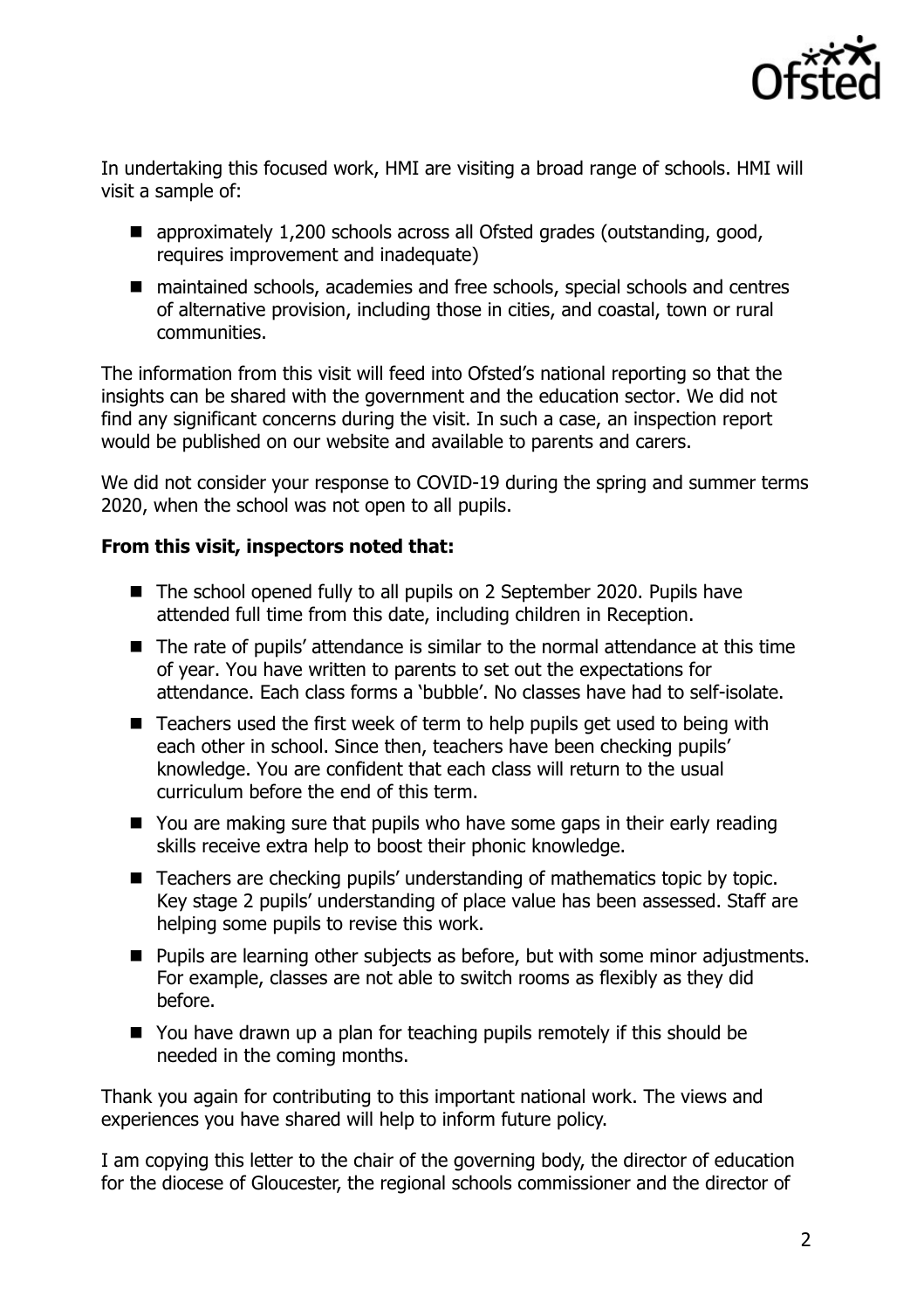In undertaking this focused work, HMI are visiting a broad range of schools. HMI will visit a sample of:

- approximately 1,200 schools across all Ofsted grades (outstanding, good, requires improvement and inadequate)
- maintained schools, academies and free schools, special schools and centres of alternative provision, including those in cities, and coastal, town or rural communities.

The information from this visit will feed into Ofsted's national reporting so that the insights can be shared with the government and the education sector. We did not find any significant concerns during the visit. In such a case, an inspection report would be published on our website and available to parents and carers.

We did not consider your response to COVID-19 during the spring and summer terms 2020, when the school was not open to all pupils.

**From this visit, inspectors noted that:**

- The school opened fully to all pupils on 2 September 2020. Pupils have attended full time from this date, including children in Reception.
- The rate of pupils' attendance is similar to the normal attendance at this time of year. You have written to parents to set out the expectations for attendance. Each class forms a 'bubble'. No classes have had to self-isolate.
- Teachers used the first week of term to help pupils get used to being with each other in school. Since then, teachers have been checking pupils' knowledge. You are confident that each class will return to the usual curriculum before the end of this term.
- You are making sure that pupils who have some gaps in their early reading skills receive extra help to boost their phonic knowledge.
- Teachers are checking pupils' understanding of mathematics topic by topic. Key stage 2 pupils' understanding of place value has been assessed. Staff are helping some pupils to revise this work.
- Pupils are learning other subjects as before, but with some minor adjustments. For example, classes are not able to switch rooms as flexibly as they did before.
- You have drawn up a plan for teaching pupils remotely if this should be needed in the coming months.

Thank you again for contributing to this important national work. The views and experiences you have shared will help to inform future policy.

I am copying this letter to the chair of the governing body, the director of education for the diocese of Gloucester, the regional schools commissioner and the director of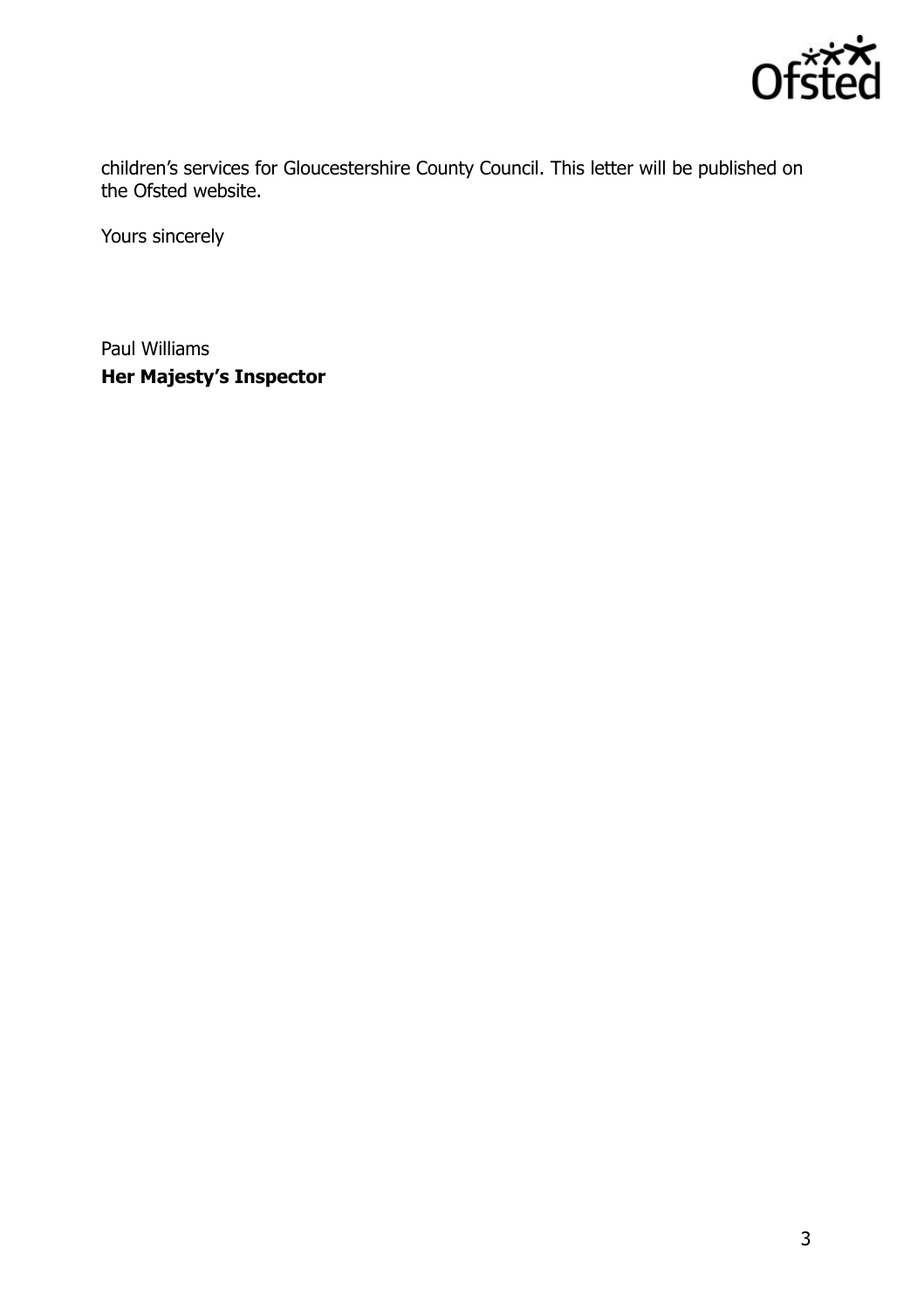children's services for Gloucestershire County Council. This letter will be published on the Ofsted website.

Yours sincerely

Paul Williams
**Her Majesty's Inspector**